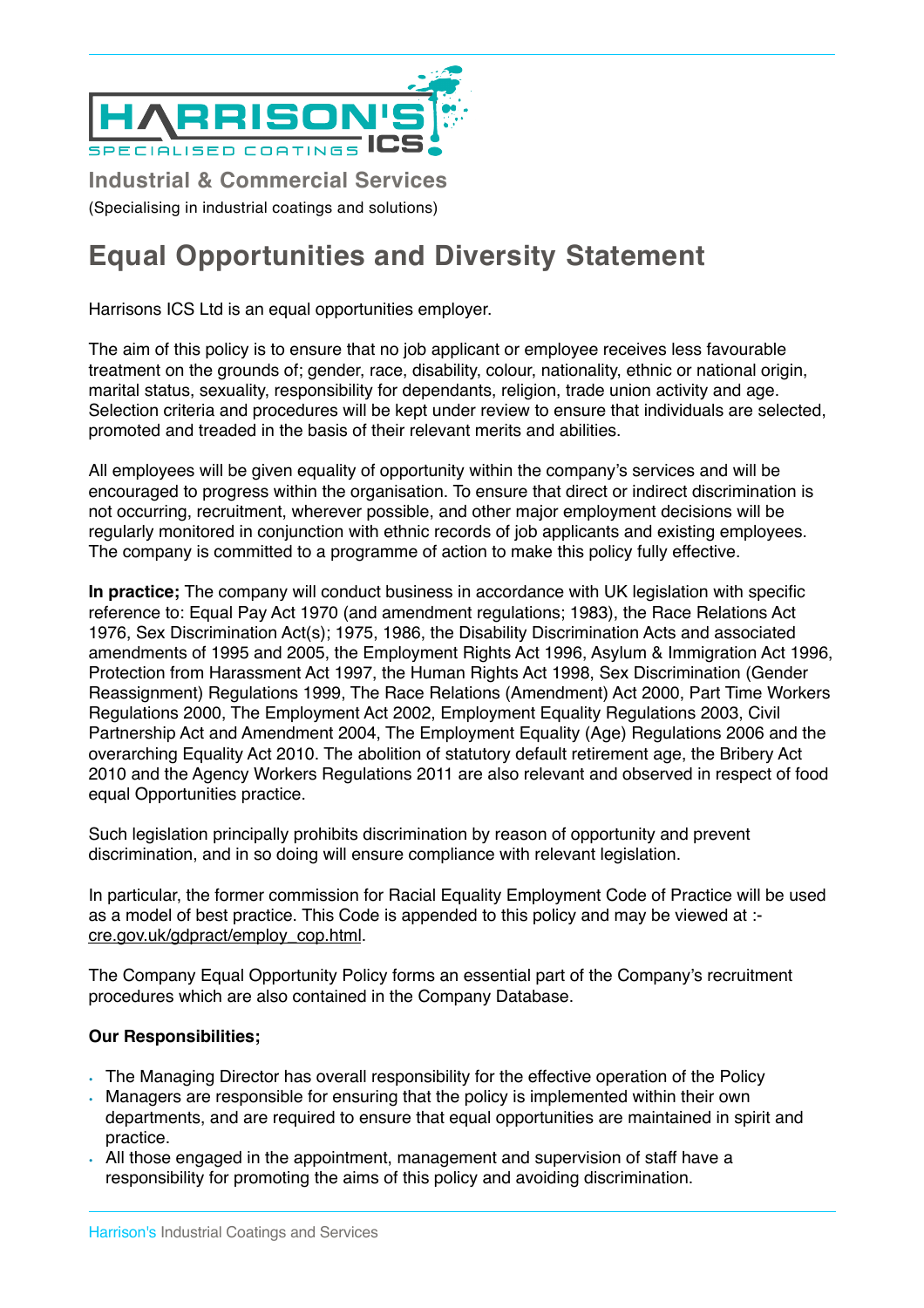HARRISON'S ICS
SPECIALISED COATINGS

**Industrial & Commercial Services**

(Specialising in industrial coatings and solutions)

# Equal Opportunities and Diversity Statement

Harrisons ICS Ltd is an equal opportunities employer.

The aim of this policy is to ensure that no job applicant or employee receives less favourable treatment on the grounds of; gender, race, disability, colour, nationality, ethnic or national origin, marital status, sexuality, responsibility for dependants, religion, trade union activity and age. Selection criteria and procedures will be kept under review to ensure that individuals are selected, promoted and treaded in the basis of their relevant merits and abilities.

All employees will be given equality of opportunity within the company's services and will be encouraged to progress within the organisation. To ensure that direct or indirect discrimination is not occurring, recruitment, wherever possible, and other major employment decisions will be regularly monitored in conjunction with ethnic records of job applicants and existing employees. The company is committed to a programme of action to make this policy fully effective.

**In practice;** The company will conduct business in accordance with UK legislation with specific reference to: Equal Pay Act 1970 (and amendment regulations; 1983), the Race Relations Act 1976, Sex Discrimination Act(s); 1975, 1986, the Disability Discrimination Acts and associated amendments of 1995 and 2005, the Employment Rights Act 1996, Asylum & Immigration Act 1996, Protection from Harassment Act 1997, the Human Rights Act 1998, Sex Discrimination (Gender Reassignment) Regulations 1999, The Race Relations (Amendment) Act 2000, Part Time Workers Regulations 2000, The Employment Act 2002, Employment Equality Regulations 2003, Civil Partnership Act and Amendment 2004, The Employment Equality (Age) Regulations 2006 and the overarching Equality Act 2010. The abolition of statutory default retirement age, the Bribery Act 2010 and the Agency Workers Regulations 2011 are also relevant and observed in respect of food equal Opportunities practice.

Such legislation principally prohibits discrimination by reason of opportunity and prevent discrimination, and in so doing will ensure compliance with relevant legislation.

In particular, the former commission for Racial Equality Employment Code of Practice will be used as a model of best practice. This Code is appended to this policy and may be viewed at :- cre.gov.uk/gdpract/employ_cop.html.

The Company Equal Opportunity Policy forms an essential part of the Company's recruitment procedures which are also contained in the Company Database.

**Our Responsibilities;**

- The Managing Director has overall responsibility for the effective operation of the Policy
- Managers are responsible for ensuring that the policy is implemented within their own departments, and are required to ensure that equal opportunities are maintained in spirit and practice.
- All those engaged in the appointment, management and supervision of staff have a responsibility for promoting the aims of this policy and avoiding discrimination.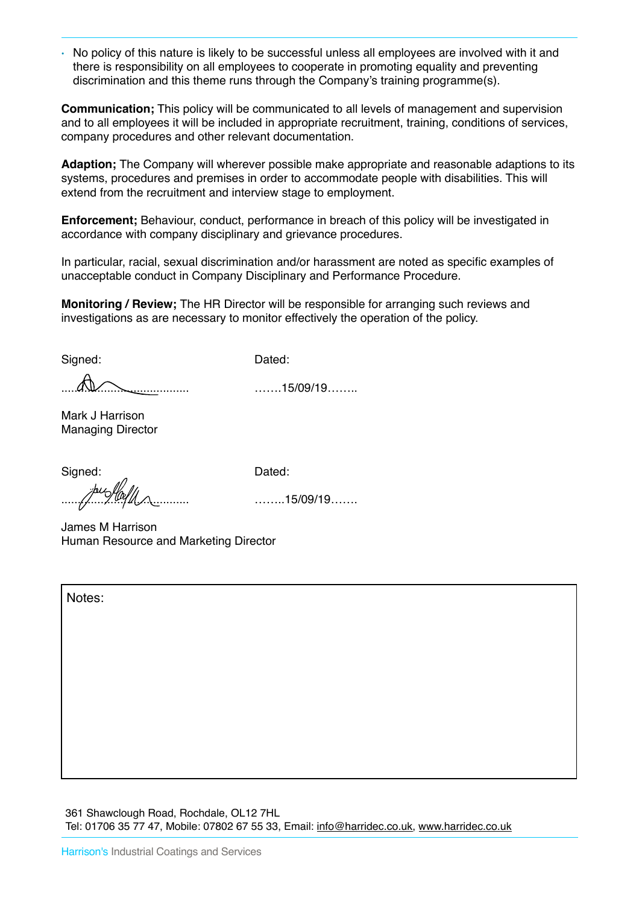- No policy of this nature is likely to be successful unless all employees are involved with it and there is responsibility on all employees to cooperate in promoting equality and preventing discrimination and this theme runs through the Company's training programme(s).

**Communication;** This policy will be communicated to all levels of management and supervision and to all employees it will be included in appropriate recruitment, training, conditions of services, company procedures and other relevant documentation.

**Adaption;** The Company will wherever possible make appropriate and reasonable adaptions to its systems, procedures and premises in order to accommodate people with disabilities. This will extend from the recruitment and interview stage to employment.

**Enforcement;** Behaviour, conduct, performance in breach of this policy will be investigated in accordance with company disciplinary and grievance procedures.

In particular, racial, sexual discrimination and/or harassment are noted as specific examples of unacceptable conduct in Company Disciplinary and Performance Procedure.

**Monitoring / Review;** The HR Director will be responsible for arranging such reviews and investigations as are necessary to monitor effectively the operation of the policy.

Signed: ....................................

Dated: …….15/09/19……..

Mark J Harrison
Managing Director

Signed: ....................................

Dated: ……..15/09/19…….

James M Harrison
Human Resource and Marketing Director

Notes:

361 Shawclough Road, Rochdale, OL12 7HL
Tel: 01706 35 77 47, Mobile: 07802 67 55 33, Email: info@harridec.co.uk, www.harridec.co.uk

Harrison's Industrial Coatings and Services